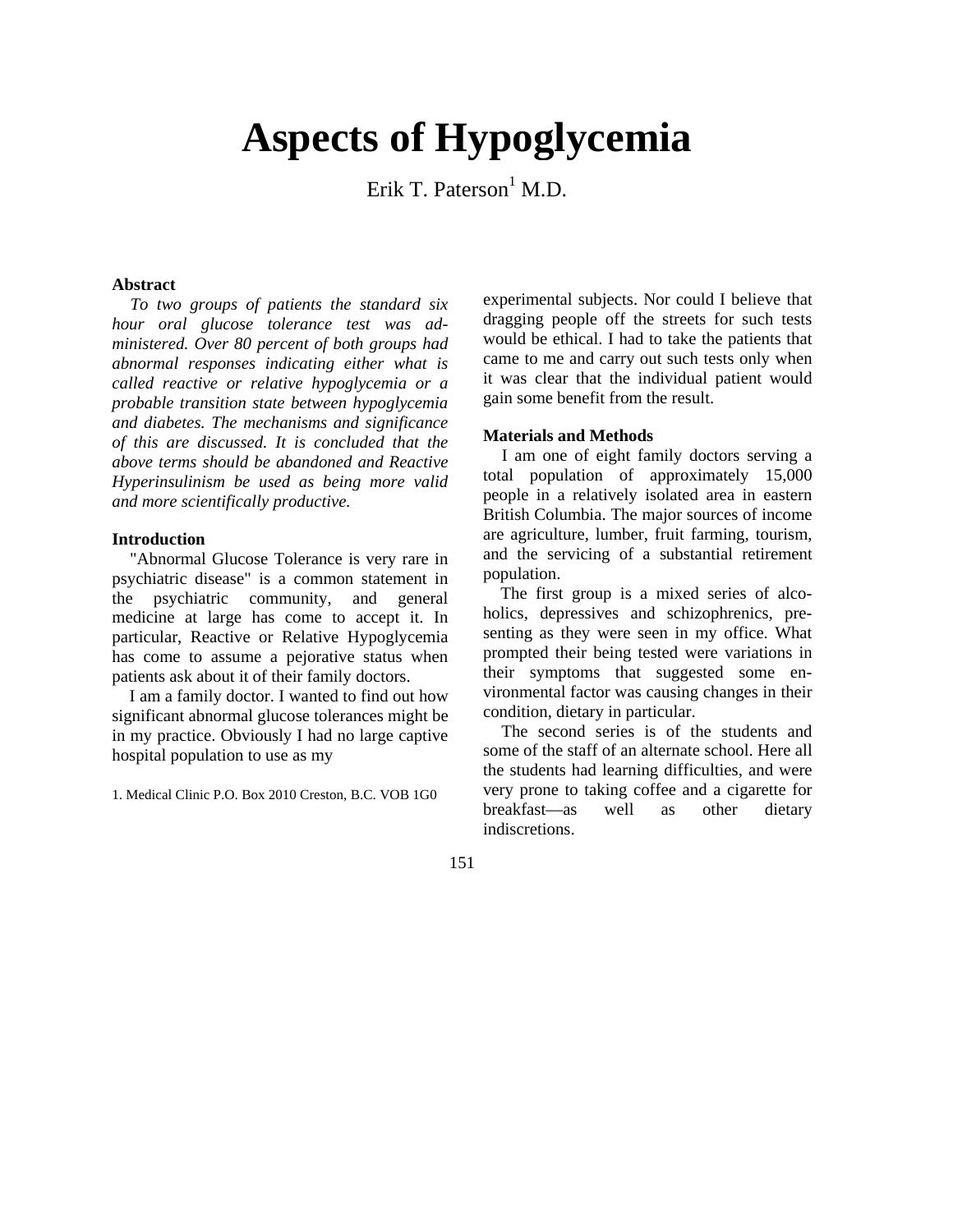# Aspects of Hypoglycemia

Erik T. Paterson[1] M.D.

**Abstract**

*To two groups of patients the standard six hour oral glucose tolerance test was administered. Over 80 percent of both groups had abnormal responses indicating either what is called reactive or relative hypoglycemia or a probable transition state between hypoglycemia and diabetes. The mechanisms and significance of this are discussed. It is concluded that the above terms should be abandoned and Reactive Hyperinsulinism be used as being more valid and more scientifically productive.*

**Introduction**

"Abnormal Glucose Tolerance is very rare in psychiatric disease" is a common statement in the psychiatric community, and general medicine at large has come to accept it. In particular, Reactive or Relative Hypoglycemia has come to assume a pejorative status when patients ask about it of their family doctors.

I am a family doctor. I wanted to find out how significant abnormal glucose tolerances might be in my practice. Obviously I had no large captive hospital population to use as my experimental subjects. Nor could I believe that dragging people off the streets for such tests would be ethical. I had to take the patients that came to me and carry out such tests only when it was clear that the individual patient would gain some benefit from the result.

**Materials and Methods**

I am one of eight family doctors serving a total population of approximately 15,000 people in a relatively isolated area in eastern British Columbia. The major sources of income are agriculture, lumber, fruit farming, tourism, and the servicing of a substantial retirement population.

The first group is a mixed series of alcoholics, depressives and schizophrenics, presenting as they were seen in my office. What prompted their being tested were variations in their symptoms that suggested some environmental factor was causing changes in their condition, dietary in particular.

The second series is of the students and some of the staff of an alternate school. Here all the students had learning difficulties, and were very prone to taking coffee and a cigarette for breakfast—as well as other dietary indiscretions.

1. Medical Clinic P.O. Box 2010 Creston, B.C. VOB 1G0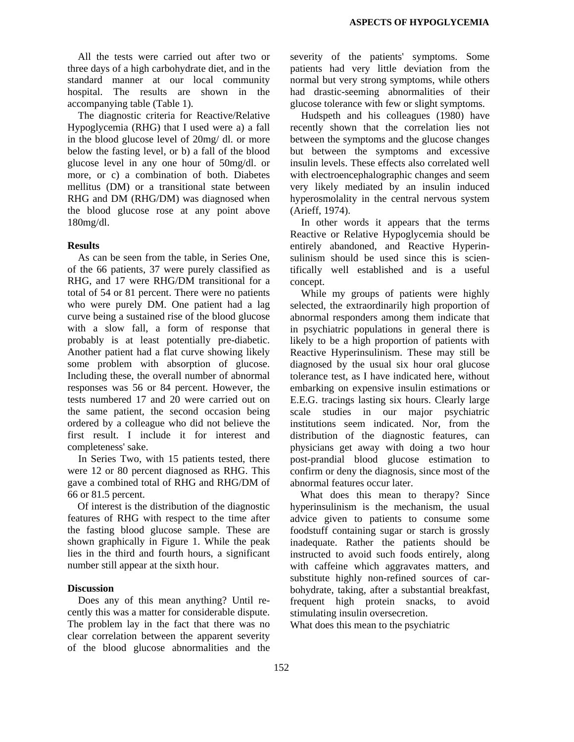All the tests were carried out after two or three days of a high carbohydrate diet, and in the standard manner at our local community hospital. The results are shown in the accompanying table (Table 1).

The diagnostic criteria for Reactive/Relative Hypoglycemia (RHG) that I used were a) a fall in the blood glucose level of 20mg/ dl. or more below the fasting level, or b) a fall of the blood glucose level in any one hour of 50mg/dl. or more, or c) a combination of both. Diabetes mellitus (DM) or a transitional state between RHG and DM (RHG/DM) was diagnosed when the blood glucose rose at any point above 180mg/dl.

### Results

As can be seen from the table, in Series One, of the 66 patients, 37 were purely classified as RHG, and 17 were RHG/DM transitional for a total of 54 or 81 percent. There were no patients who were purely DM. One patient had a lag curve being a sustained rise of the blood glucose with a slow fall, a form of response that probably is at least potentially pre-diabetic. Another patient had a flat curve showing likely some problem with absorption of glucose. Including these, the overall number of abnormal responses was 56 or 84 percent. However, the tests numbered 17 and 20 were carried out on the same patient, the second occasion being ordered by a colleague who did not believe the first result. I include it for interest and completeness' sake.

In Series Two, with 15 patients tested, there were 12 or 80 percent diagnosed as RHG. This gave a combined total of RHG and RHG/DM of 66 or 81.5 percent.

Of interest is the distribution of the diagnostic features of RHG with respect to the time after the fasting blood glucose sample. These are shown graphically in Figure 1. While the peak lies in the third and fourth hours, a significant number still appear at the sixth hour.

### Discussion

Does any of this mean anything? Until recently this was a matter for considerable dispute. The problem lay in the fact that there was no clear correlation between the apparent severity of the blood glucose abnormalities and the severity of the patients' symptoms. Some patients had very little deviation from the normal but very strong symptoms, while others had drastic-seeming abnormalities of their glucose tolerance with few or slight symptoms.

Hudspeth and his colleagues (1980) have recently shown that the correlation lies not between the symptoms and the glucose changes but between the symptoms and excessive insulin levels. These effects also correlated well with electroencephalographic changes and seem very likely mediated by an insulin induced hyperosmolality in the central nervous system (Arieff, 1974).

In other words it appears that the terms Reactive or Relative Hypoglycemia should be entirely abandoned, and Reactive Hyperinsulinism should be used since this is scientifically well established and is a useful concept.

While my groups of patients were highly selected, the extraordinarily high proportion of abnormal responders among them indicate that in psychiatric populations in general there is likely to be a high proportion of patients with Reactive Hyperinsulinism. These may still be diagnosed by the usual six hour oral glucose tolerance test, as I have indicated here, without embarking on expensive insulin estimations or E.E.G. tracings lasting six hours. Clearly large scale studies in our major psychiatric institutions seem indicated. Nor, from the distribution of the diagnostic features, can physicians get away with doing a two hour post-prandial blood glucose estimation to confirm or deny the diagnosis, since most of the abnormal features occur later.

What does this mean to therapy? Since hyperinsulinism is the mechanism, the usual advice given to patients to consume some foodstuff containing sugar or starch is grossly inadequate. Rather the patients should be instructed to avoid such foods entirely, along with caffeine which aggravates matters, and substitute highly non-refined sources of carbohydrate, taking, after a substantial breakfast, frequent high protein snacks, to avoid stimulating insulin oversecretion.

What does this mean to the psychiatric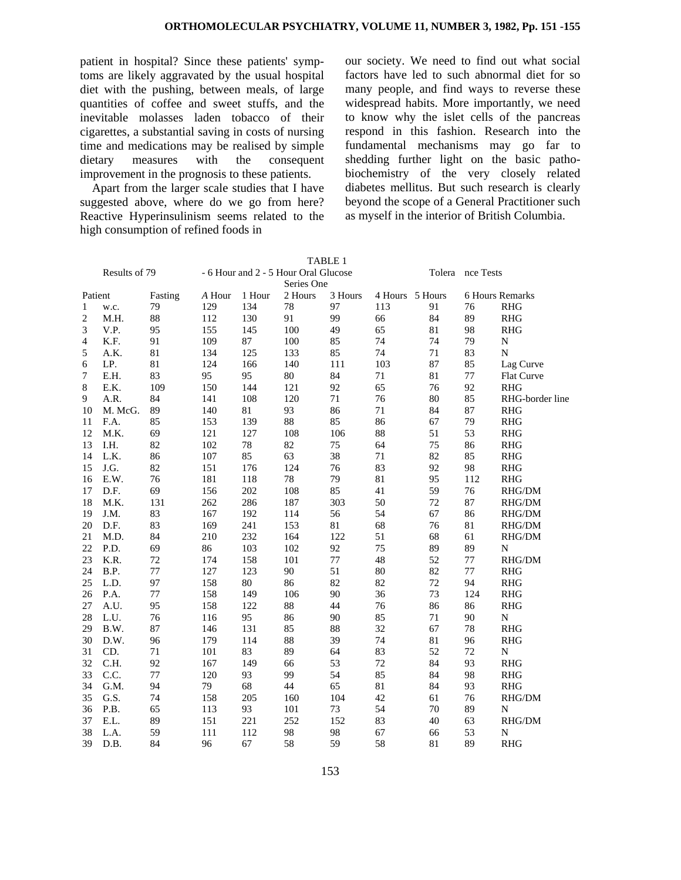patient in hospital? Since these patients' symptoms are likely aggravated by the usual hospital diet with the pushing, between meals, of large quantities of coffee and sweet stuffs, and the inevitable molasses laden tobacco of their cigarettes, a substantial saving in costs of nursing time and medications may be realised by simple dietary measures with the consequent improvement in the prognosis to these patients.

Apart from the larger scale studies that I have suggested above, where do we go from here? Reactive Hyperinsulinism seems related to the high consumption of refined foods in our society. We need to find out what social factors have led to such abnormal diet for so many people, and find ways to reverse these widespread habits. More importantly, we need to know why the islet cells of the pancreas respond in this fashion. Research into the fundamental mechanisms may go far to shedding further light on the basic pathobiochemistry of the very closely related diabetes mellitus. But such research is clearly beyond the scope of a General Practitioner such as myself in the interior of British Columbia.

TABLE 1

Results of 79 - 6 Hour and 2 - 5 Hour Oral Glucose Tolerance Tests

Series One

| Patient | | Fasting | A Hour | 1 Hour | 2 Hours | 3 Hours | 4 Hours | 5 Hours | 6 Hours | Remarks |
|---|---|---|---|---|---|---|---|---|---|---|
| 1 | w.c. | 79 | 129 | 134 | 78 | 97 | 113 | 91 | 76 | RHG |
| 2 | M.H. | 88 | 112 | 130 | 91 | 99 | 66 | 84 | 89 | RHG |
| 3 | V.P. | 95 | 155 | 145 | 100 | 49 | 65 | 81 | 98 | RHG |
| 4 | K.F. | 91 | 109 | 87 | 100 | 85 | 74 | 74 | 79 | N |
| 5 | A.K. | 81 | 134 | 125 | 133 | 85 | 74 | 71 | 83 | N |
| 6 | LP. | 81 | 124 | 166 | 140 | 111 | 103 | 87 | 85 | Lag Curve |
| 7 | E.H. | 83 | 95 | 95 | 80 | 84 | 71 | 81 | 77 | Flat Curve |
| 8 | E.K. | 109 | 150 | 144 | 121 | 92 | 65 | 76 | 92 | RHG |
| 9 | A.R. | 84 | 141 | 108 | 120 | 71 | 76 | 80 | 85 | RHG-border line |
| 10 | M. McG. | 89 | 140 | 81 | 93 | 86 | 71 | 84 | 87 | RHG |
| 11 | F.A. | 85 | 153 | 139 | 88 | 85 | 86 | 67 | 79 | RHG |
| 12 | M.K. | 69 | 121 | 127 | 108 | 106 | 88 | 51 | 53 | RHG |
| 13 | I.H. | 82 | 102 | 78 | 82 | 75 | 64 | 75 | 86 | RHG |
| 14 | L.K. | 86 | 107 | 85 | 63 | 38 | 71 | 82 | 85 | RHG |
| 15 | J.G. | 82 | 151 | 176 | 124 | 76 | 83 | 92 | 98 | RHG |
| 16 | E.W. | 76 | 181 | 118 | 78 | 79 | 81 | 95 | 112 | RHG |
| 17 | D.F. | 69 | 156 | 202 | 108 | 85 | 41 | 59 | 76 | RHG/DM |
| 18 | M.K. | 131 | 262 | 286 | 187 | 303 | 50 | 72 | 87 | RHG/DM |
| 19 | J.M. | 83 | 167 | 192 | 114 | 56 | 54 | 67 | 86 | RHG/DM |
| 20 | D.F. | 83 | 169 | 241 | 153 | 81 | 68 | 76 | 81 | RHG/DM |
| 21 | M.D. | 84 | 210 | 232 | 164 | 122 | 51 | 68 | 61 | RHG/DM |
| 22 | P.D. | 69 | 86 | 103 | 102 | 92 | 75 | 89 | 89 | N |
| 23 | K.R. | 72 | 174 | 158 | 101 | 77 | 48 | 52 | 77 | RHG/DM |
| 24 | B.P. | 77 | 127 | 123 | 90 | 51 | 80 | 82 | 77 | RHG |
| 25 | L.D. | 97 | 158 | 80 | 86 | 82 | 82 | 72 | 94 | RHG |
| 26 | P.A. | 77 | 158 | 149 | 106 | 90 | 36 | 73 | 124 | RHG |
| 27 | A.U. | 95 | 158 | 122 | 88 | 44 | 76 | 86 | 86 | RHG |
| 28 | L.U. | 76 | 116 | 95 | 86 | 90 | 85 | 71 | 90 | N |
| 29 | B.W. | 87 | 146 | 131 | 85 | 88 | 32 | 67 | 78 | RHG |
| 30 | D.W. | 96 | 179 | 114 | 88 | 39 | 74 | 81 | 96 | RHG |
| 31 | CD. | 71 | 101 | 83 | 89 | 64 | 83 | 52 | 72 | N |
| 32 | C.H. | 92 | 167 | 149 | 66 | 53 | 72 | 84 | 93 | RHG |
| 33 | C.C. | 77 | 120 | 93 | 99 | 54 | 85 | 84 | 98 | RHG |
| 34 | G.M. | 94 | 79 | 68 | 44 | 65 | 81 | 84 | 93 | RHG |
| 35 | G.S. | 74 | 158 | 205 | 160 | 104 | 42 | 61 | 76 | RHG/DM |
| 36 | P.B. | 65 | 113 | 93 | 101 | 73 | 54 | 70 | 89 | N |
| 37 | E.L. | 89 | 151 | 221 | 252 | 152 | 83 | 40 | 63 | RHG/DM |
| 38 | L.A. | 59 | 111 | 112 | 98 | 98 | 67 | 66 | 53 | N |
| 39 | D.B. | 84 | 96 | 67 | 58 | 59 | 58 | 81 | 89 | RHG |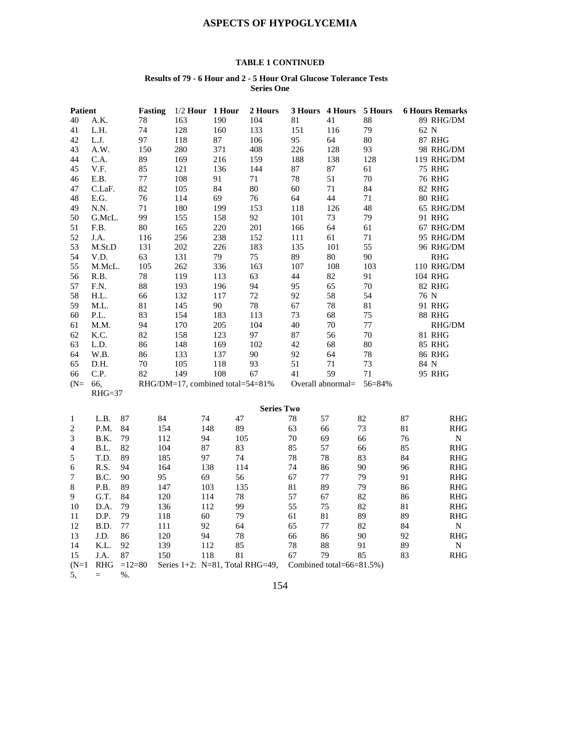### TABLE 1 CONTINUED

#### Results of 79 - 6 Hour and 2 - 5 Hour Oral Glucose Tolerance Tests
#### Series One

| Patient | | Fasting | 1/2 Hour | 1 Hour | 2 Hours | 3 Hours | 4 Hours | 5 Hours | 6 Hours | Remarks |
|---|---|---|---|---|---|---|---|---|---|---|
| 40 | A.K. | 78 | 163 | 190 | 104 | 81 | 41 | 88 | 89 | RHG/DM |
| 41 | L.H. | 74 | 128 | 160 | 133 | 151 | 116 | 79 | 62 | N |
| 42 | L.J. | 97 | 118 | 87 | 106 | 95 | 64 | 80 | 87 | RHG |
| 43 | A.W. | 150 | 280 | 371 | 408 | 226 | 128 | 93 | 98 | RHG/DM |
| 44 | C.A. | 89 | 169 | 216 | 159 | 188 | 138 | 128 | 119 | RHG/DM |
| 45 | V.F. | 85 | 121 | 136 | 144 | 87 | 87 | 61 | 75 | RHG |
| 46 | E.B. | 77 | 108 | 91 | 71 | 78 | 51 | 70 | 76 | RHG |
| 47 | C.LaF. | 82 | 105 | 84 | 80 | 60 | 71 | 84 | 82 | RHG |
| 48 | E.G. | 76 | 114 | 69 | 76 | 64 | 44 | 71 | 80 | RHG |
| 49 | N.N. | 71 | 180 | 199 | 153 | 118 | 126 | 48 | 65 | RHG/DM |
| 50 | G.McL. | 99 | 155 | 158 | 92 | 101 | 73 | 79 | 91 | RHG |
| 51 | F.B. | 80 | 165 | 220 | 201 | 166 | 64 | 61 | 67 | RHG/DM |
| 52 | J.A. | 116 | 256 | 238 | 152 | 111 | 61 | 71 | 95 | RHG/DM |
| 53 | M.St.D | 131 | 202 | 226 | 183 | 135 | 101 | 55 | 96 | RHG/DM |
| 54 | V.D. | 63 | 131 | 79 | 75 | 89 | 80 | 90 | | RHG |
| 55 | M.McL. | 105 | 262 | 336 | 163 | 107 | 108 | 103 | 110 | RHG/DM |
| 56 | R.B. | 78 | 119 | 113 | 63 | 44 | 82 | 91 | 104 | RHG |
| 57 | F.N. | 88 | 193 | 196 | 94 | 95 | 65 | 70 | 82 | RHG |
| 58 | H.L. | 66 | 132 | 117 | 72 | 92 | 58 | 54 | 76 | N |
| 59 | M.L. | 81 | 145 | 90 | 78 | 67 | 78 | 81 | 91 | RHG |
| 60 | P.L. | 83 | 154 | 183 | 113 | 73 | 68 | 75 | 88 | RHG |
| 61 | M.M. | 94 | 170 | 205 | 104 | 40 | 70 | 77 | | RHG/DM |
| 62 | K.C. | 82 | 158 | 123 | 97 | 87 | 56 | 70 | 81 | RHG |
| 63 | L.D. | 86 | 148 | 169 | 102 | 42 | 68 | 80 | 85 | RHG |
| 64 | W.B. | 86 | 133 | 137 | 90 | 92 | 64 | 78 | 86 | RHG |
| 65 | D.H. | 70 | 105 | 118 | 93 | 51 | 71 | 73 | 84 | N |
| 66 | C.P. | 82 | 149 | 108 | 67 | 41 | 59 | 71 | 95 | RHG |

(N= 66, RHG=37 RHG/DM=17, combined total=54=81% Overall abnormal= 56=84%

#### Series Two

| | | | | | | | | | | |
|---|---|---|---|---|---|---|---|---|---|---|
| 1 | L.B. | 87 | 84 | 74 | 47 | 78 | 57 | 82 | 87 | RHG |
| 2 | P.M. | 84 | 154 | 148 | 89 | 63 | 66 | 73 | 81 | RHG |
| 3 | B.K. | 79 | 112 | 94 | 105 | 70 | 69 | 66 | 76 | N |
| 4 | B.L. | 82 | 104 | 87 | 83 | 85 | 57 | 66 | 85 | RHG |
| 5 | T.D. | 89 | 185 | 97 | 74 | 78 | 78 | 83 | 84 | RHG |
| 6 | R.S. | 94 | 164 | 138 | 114 | 74 | 86 | 90 | 96 | RHG |
| 7 | B.C. | 90 | 95 | 69 | 56 | 67 | 77 | 79 | 91 | RHG |
| 8 | P.B. | 89 | 147 | 103 | 135 | 81 | 89 | 79 | 86 | RHG |
| 9 | G.T. | 84 | 120 | 114 | 78 | 57 | 67 | 82 | 86 | RHG |
| 10 | D.A. | 79 | 136 | 112 | 99 | 55 | 75 | 82 | 81 | RHG |
| 11 | D.P. | 79 | 118 | 60 | 79 | 61 | 81 | 89 | 89 | RHG |
| 12 | B.D. | 77 | 111 | 92 | 64 | 65 | 77 | 82 | 84 | N |
| 13 | J.D. | 86 | 120 | 94 | 78 | 66 | 86 | 90 | 92 | RHG |
| 14 | K.L. | 92 | 139 | 112 | 85 | 78 | 88 | 91 | 89 | N |
| 15 | J.A. | 87 | 150 | 118 | 81 | 67 | 79 | 85 | 83 | RHG |

(N=15, RHG = =12=80 %. Series 1+2: N=81, Total RHG=49, Combined total=66=81.5%)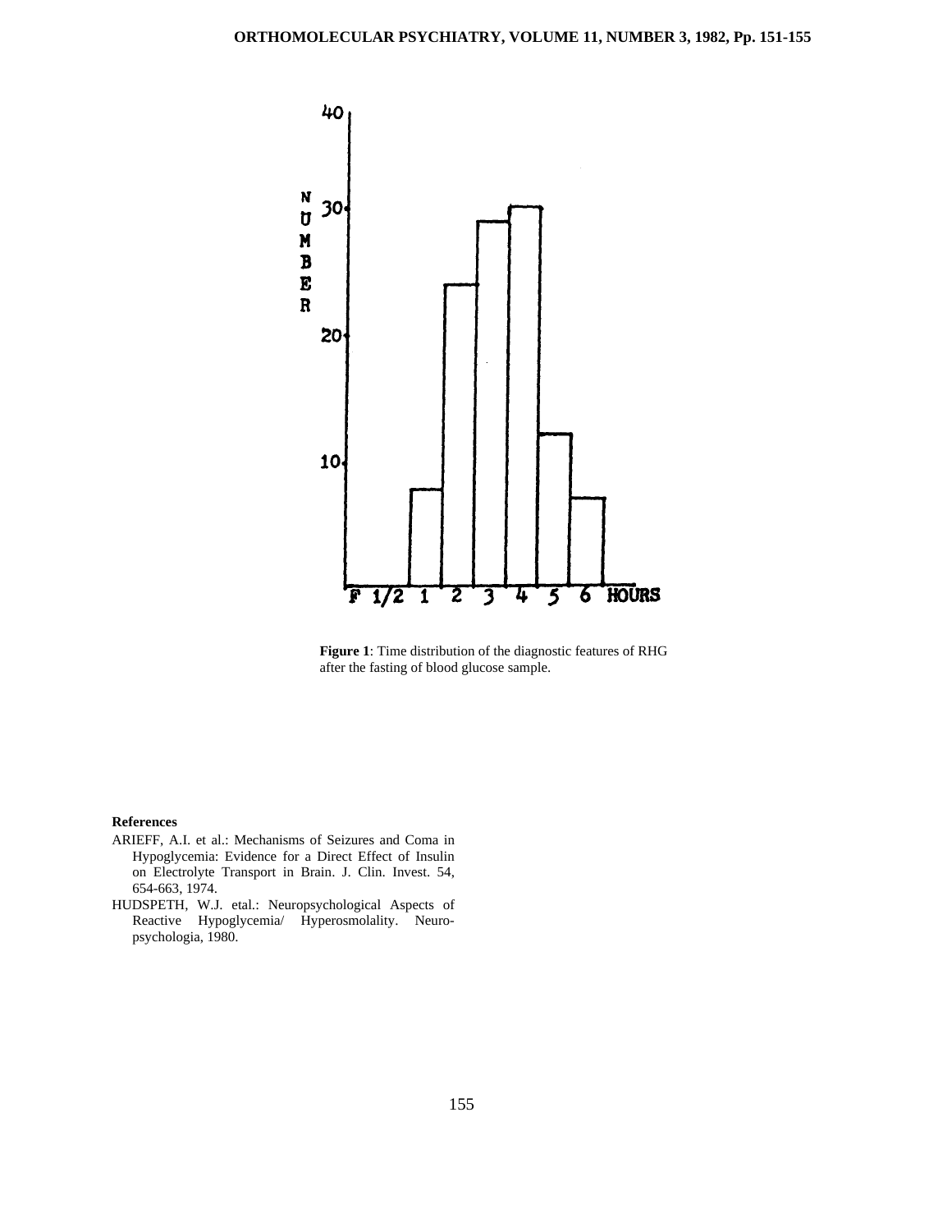40

N
U
M
B
E
R

30

20

10

F 1/2 1 2 3 4 5 6 HOURS

**Figure 1**: Time distribution of the diagnostic features of RHG after the fasting of blood glucose sample.

**References**

ARIEFF, A.I. et al.: Mechanisms of Seizures and Coma in Hypoglycemia: Evidence for a Direct Effect of Insulin on Electrolyte Transport in Brain. J. Clin. Invest. 54, 654-663, 1974.

HUDSPETH, W.J. etal.: Neuropsychological Aspects of Reactive Hypoglycemia/ Hyperosmolality. Neuropsychologia, 1980.